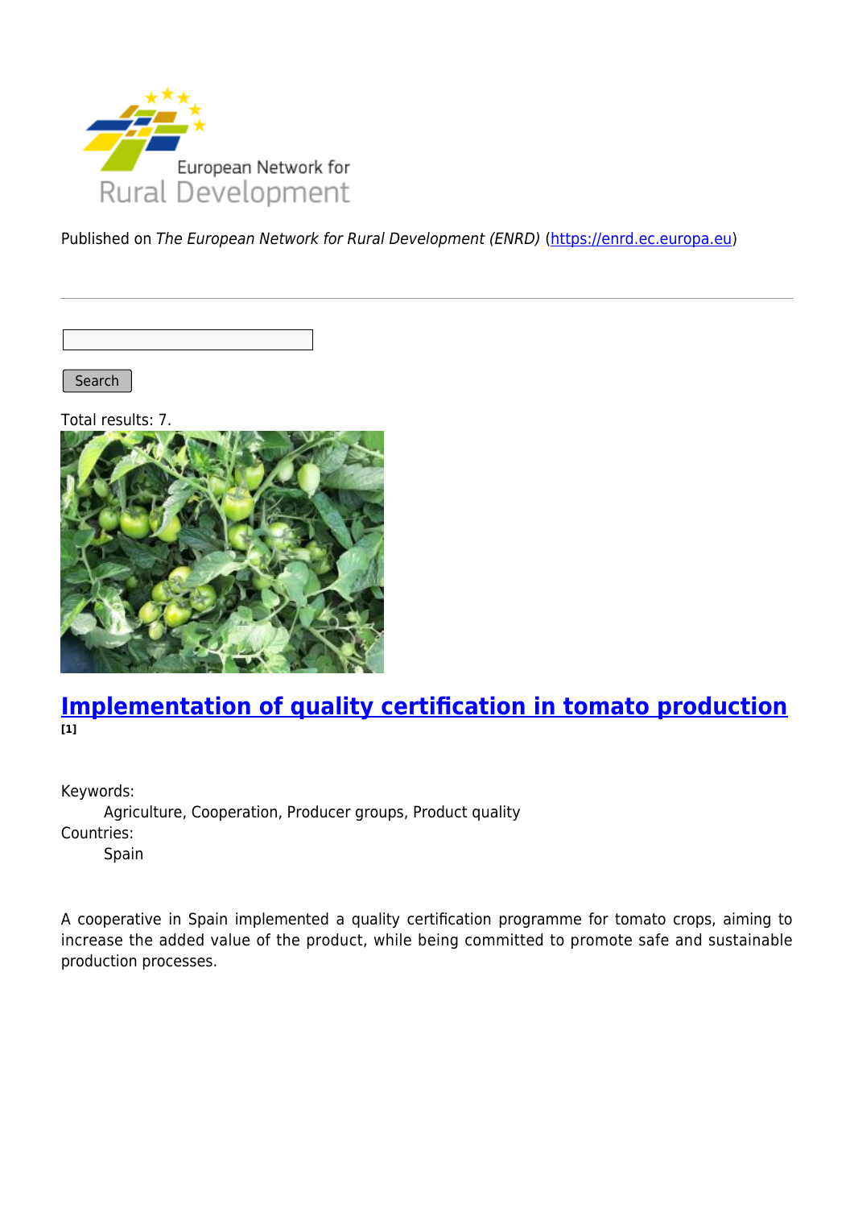Published on *The European Network for Rural Development (ENRD)* (https://enrd.ec.europa.eu)

Search

Total results: 7.

## Implementation of quality certification in tomato production [1]

Keywords:
Agriculture, Cooperation, Producer groups, Product quality

Countries:
Spain

A cooperative in Spain implemented a quality certification programme for tomato crops, aiming to increase the added value of the product, while being committed to promote safe and sustainable production processes.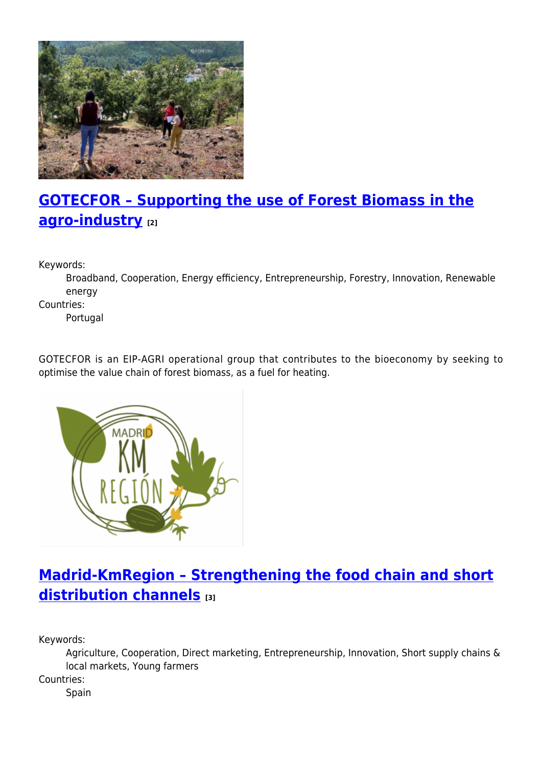## [GOTECFOR – Supporting the use of Forest Biomass in the agro-industry] [2]

Keywords:
: Broadband, Cooperation, Energy efficiency, Entrepreneurship, Forestry, Innovation, Renewable energy

Countries:
: Portugal

GOTECFOR is an EIP-AGRI operational group that contributes to the bioeconomy by seeking to optimise the value chain of forest biomass, as a fuel for heating.

## [Madrid-KmRegion – Strengthening the food chain and short distribution channels] [3]

Keywords:
: Agriculture, Cooperation, Direct marketing, Entrepreneurship, Innovation, Short supply chains & local markets, Young farmers

Countries:
: Spain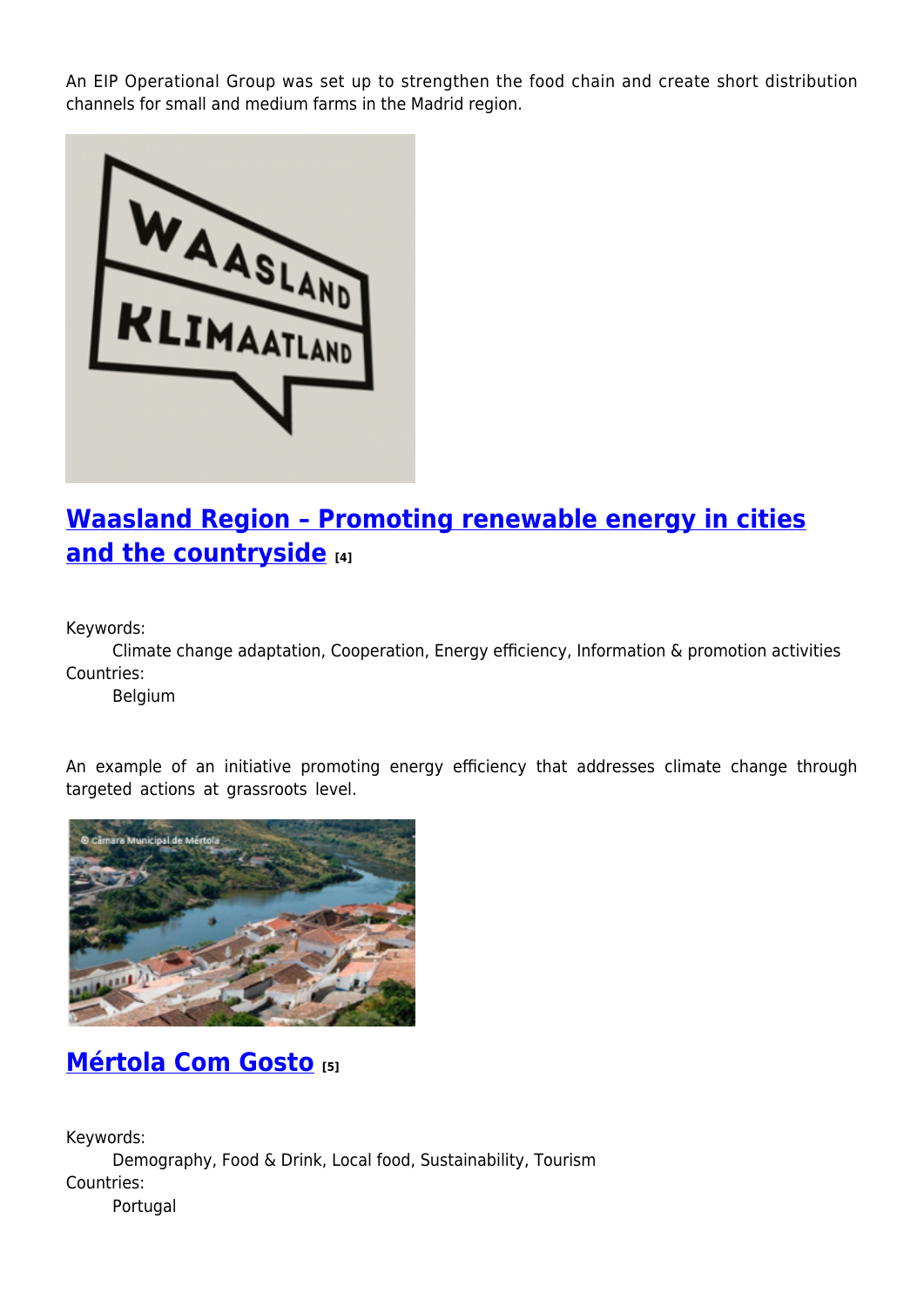An EIP Operational Group was set up to strengthen the food chain and create short distribution channels for small and medium farms in the Madrid region.

## Waasland Region – Promoting renewable energy in cities and the countryside [4]

Keywords:
Climate change adaptation, Cooperation, Energy efficiency, Information & promotion activities
Countries:
Belgium

An example of an initiative promoting energy efficiency that addresses climate change through targeted actions at grassroots level.

## Mértola Com Gosto [5]

Keywords:
Demography, Food & Drink, Local food, Sustainability, Tourism
Countries:
Portugal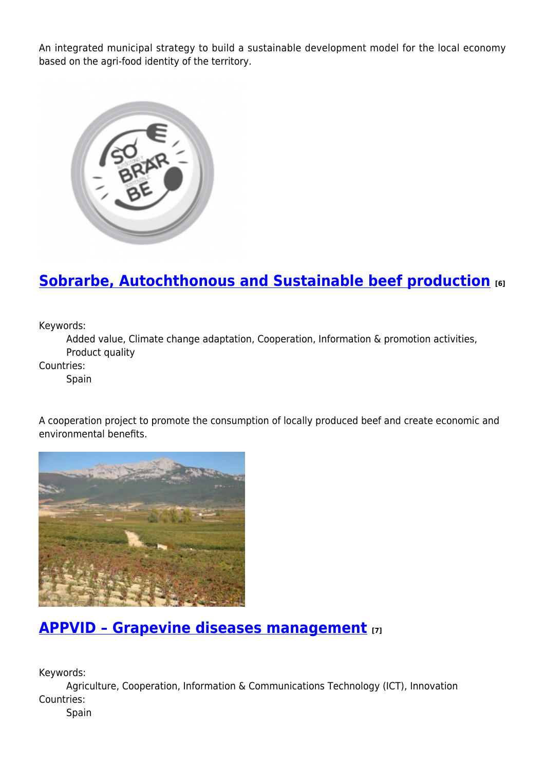An integrated municipal strategy to build a sustainable development model for the local economy based on the agri-food identity of the territory.

## [Sobrarbe, Autochthonous and Sustainable beef production](#) [6]

Keywords:
    Added value, Climate change adaptation, Cooperation, Information & promotion activities, Product quality

Countries:
    Spain

A cooperation project to promote the consumption of locally produced beef and create economic and environmental benefits.

## [APPVID – Grapevine diseases management](#) [7]

Keywords:
    Agriculture, Cooperation, Information & Communications Technology (ICT), Innovation

Countries:
    Spain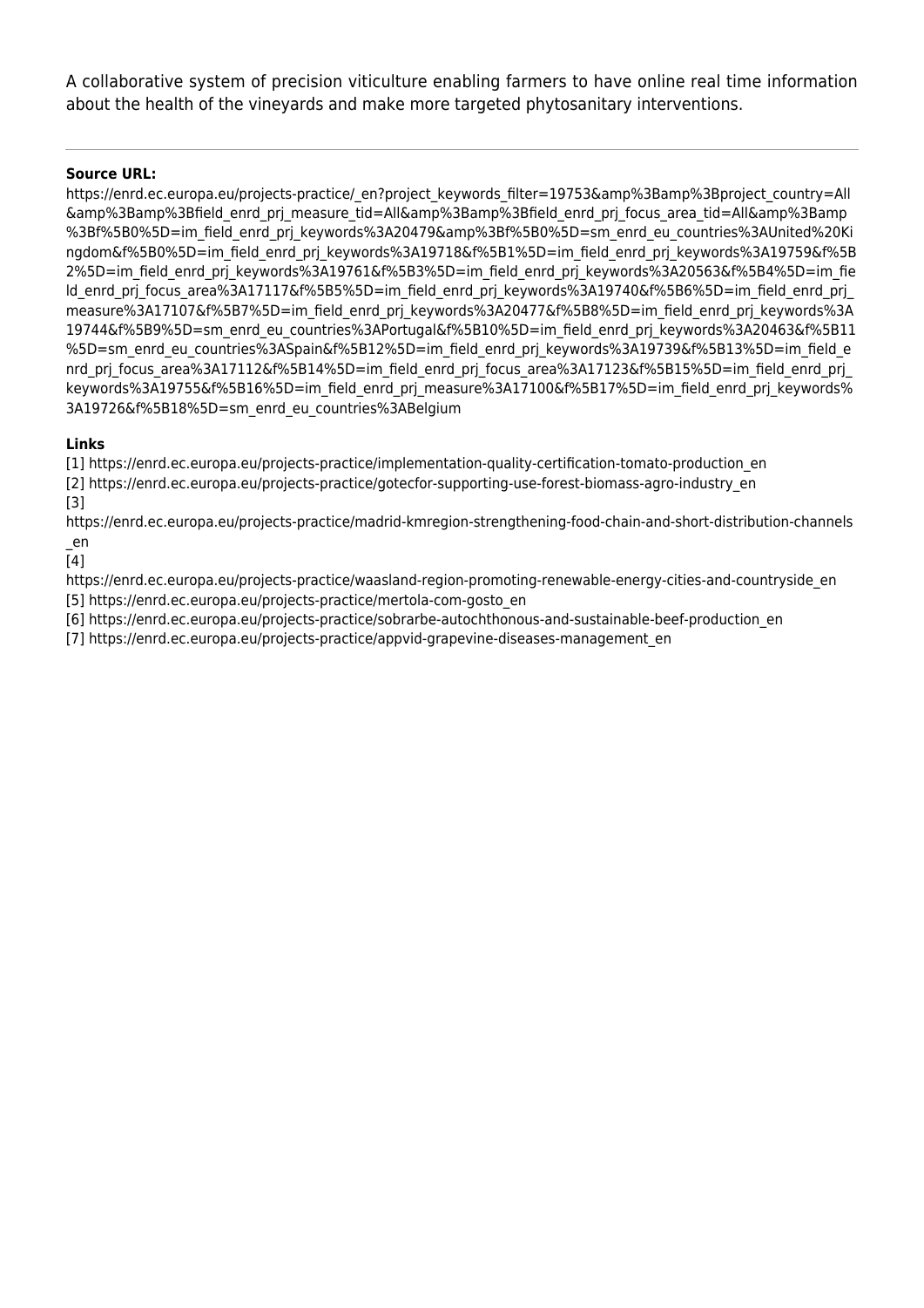A collaborative system of precision viticulture enabling farmers to have online real time information about the health of the vineyards and make more targeted phytosanitary interventions.

---

**Source URL:**
https://enrd.ec.europa.eu/projects-practice/_en?project_keywords_filter=19753&amp%3Bamp%3Bproject_country=All&amp%3Bamp%3Bfield_enrd_prj_measure_tid=All&amp%3Bamp%3Bfield_enrd_prj_focus_area_tid=All&amp%3Bamp%3Bf%5B0%5D=im_field_enrd_prj_keywords%3A20479&amp%3Bf%5B0%5D=sm_enrd_eu_countries%3AUnited%20Kingdom&f%5B0%5D=im_field_enrd_prj_keywords%3A19718&f%5B1%5D=im_field_enrd_prj_keywords%3A19759&f%5B2%5D=im_field_enrd_prj_keywords%3A19761&f%5B3%5D=im_field_enrd_prj_keywords%3A20563&f%5B4%5D=im_field_enrd_prj_focus_area%3A17117&f%5B5%5D=im_field_enrd_prj_keywords%3A19740&f%5B6%5D=im_field_enrd_prj_measure%3A17107&f%5B7%5D=im_field_enrd_prj_keywords%3A20477&f%5B8%5D=im_field_enrd_prj_keywords%3A19744&f%5B9%5D=sm_enrd_eu_countries%3APortugal&f%5B10%5D=im_field_enrd_prj_keywords%3A20463&f%5B11%5D=sm_enrd_eu_countries%3ASpain&f%5B12%5D=im_field_enrd_prj_keywords%3A19739&f%5B13%5D=im_field_enrd_prj_focus_area%3A17112&f%5B14%5D=im_field_enrd_prj_focus_area%3A17123&f%5B15%5D=im_field_enrd_prj_keywords%3A19755&f%5B16%5D=im_field_enrd_prj_measure%3A17100&f%5B17%5D=im_field_enrd_prj_keywords%3A19726&f%5B18%5D=sm_enrd_eu_countries%3ABelgium

**Links**
[1] https://enrd.ec.europa.eu/projects-practice/implementation-quality-certification-tomato-production_en
[2] https://enrd.ec.europa.eu/projects-practice/gotecfor-supporting-use-forest-biomass-agro-industry_en
[3] https://enrd.ec.europa.eu/projects-practice/madrid-kmregion-strengthening-food-chain-and-short-distribution-channels_en
[4] https://enrd.ec.europa.eu/projects-practice/waasland-region-promoting-renewable-energy-cities-and-countryside_en
[5] https://enrd.ec.europa.eu/projects-practice/mertola-com-gosto_en
[6] https://enrd.ec.europa.eu/projects-practice/sobrarbe-autochthonous-and-sustainable-beef-production_en
[7] https://enrd.ec.europa.eu/projects-practice/appvid-grapevine-diseases-management_en